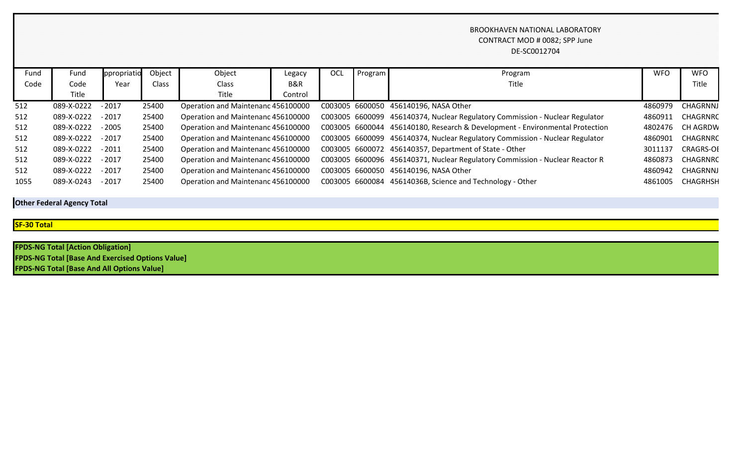BROOKHAVEN NATIONAL LABORATORY
CONTRACT MOD # 0082; SPP June
DE-SC0012704

| Fund Code | Fund Code Title | ppropriatio Year | Object Class | Object Class Title | Legacy B&R Control | OCL | Program | Program Title | WFO | WFO Title |
|---|---|---|---|---|---|---|---|---|---|---|
| 512 | 089-X-0222 | - 2017 | 25400 | Operation and Maintenanc | 456100000 | C003005 | 6600050 | 456140196, NASA Other | 4860979 | CHAGRNNJ |
| 512 | 089-X-0222 | - 2017 | 25400 | Operation and Maintenanc | 456100000 | C003005 | 6600099 | 456140374, Nuclear Regulatory Commission - Nuclear Regulator | 4860911 | CHAGRNRC |
| 512 | 089-X-0222 | - 2005 | 25400 | Operation and Maintenanc | 456100000 | C003005 | 6600044 | 456140180, Research & Development - Environmental Protection | 4802476 | CH AGRDW |
| 512 | 089-X-0222 | - 2017 | 25400 | Operation and Maintenanc | 456100000 | C003005 | 6600099 | 456140374, Nuclear Regulatory Commission - Nuclear Regulator | 4860901 | CHAGRNRC |
| 512 | 089-X-0222 | - 2011 | 25400 | Operation and Maintenanc | 456100000 | C003005 | 6600072 | 456140357, Department of State - Other | 3011137 | CRAGRS-OE |
| 512 | 089-X-0222 | - 2017 | 25400 | Operation and Maintenanc | 456100000 | C003005 | 6600096 | 456140371, Nuclear Regulatory Commission - Nuclear Reactor R | 4860873 | CHAGRNRC |
| 512 | 089-X-0222 | - 2017 | 25400 | Operation and Maintenanc | 456100000 | C003005 | 6600050 | 456140196, NASA Other | 4860942 | CHAGRNNJ |
| 1055 | 089-X-0243 | - 2017 | 25400 | Operation and Maintenanc | 456100000 | C003005 | 6600084 | 45614036B, Science and Technology - Other | 4861005 | CHAGRHSH |

**Other Federal Agency Total**

**SF-30 Total**

**FPDS-NG Total [Action Obligation]**
**FPDS-NG Total [Base And Exercised Options Value]**
**FPDS-NG Total [Base And All Options Value]**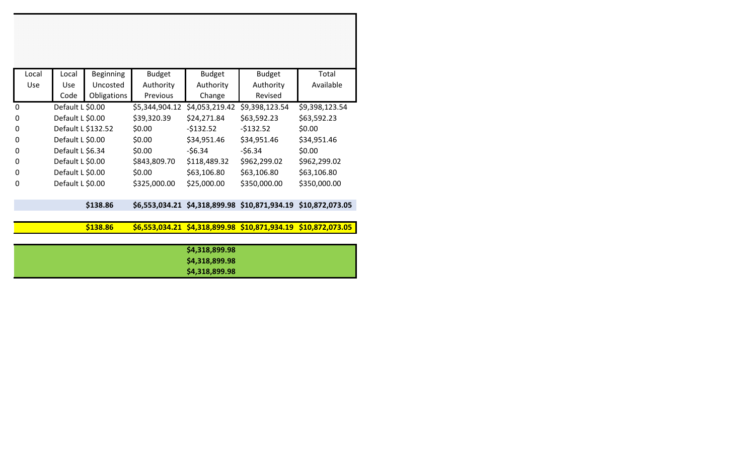| Local Use | Local Use Code | Beginning Uncosted Obligations | Budget Authority Previous | Budget Authority Change | Budget Authority Revised | Total Available |
|---|---|---|---|---|---|---|
| 0 | Default L | $0.00 | $5,344,904.12 | $4,053,219.42 | $9,398,123.54 | $9,398,123.54 |
| 0 | Default L | $0.00 | $39,320.39 | $24,271.84 | $63,592.23 | $63,592.23 |
| 0 | Default L | $132.52 | $0.00 | -$132.52 | -$132.52 | $0.00 |
| 0 | Default L | $0.00 | $0.00 | $34,951.46 | $34,951.46 | $34,951.46 |
| 0 | Default L | $6.34 | $0.00 | -$6.34 | -$6.34 | $0.00 |
| 0 | Default L | $0.00 | $843,809.70 | $118,489.32 | $962,299.02 | $962,299.02 |
| 0 | Default L | $0.00 | $0.00 | $63,106.80 | $63,106.80 | $63,106.80 |
| 0 | Default L | $0.00 | $325,000.00 | $25,000.00 | $350,000.00 | $350,000.00 |
| | | **$138.86** | **$6,553,034.21** | **$4,318,899.98** | **$10,871,934.19** | **$10,872,073.05** |
| | | **$138.86** | **$6,553,034.21** | **$4,318,899.98** | **$10,871,934.19** | **$10,872,073.05** |
| | | | | **$4,318,899.98** | | |
| | | | | **$4,318,899.98** | | |
| | | | | **$4,318,899.98** | | |